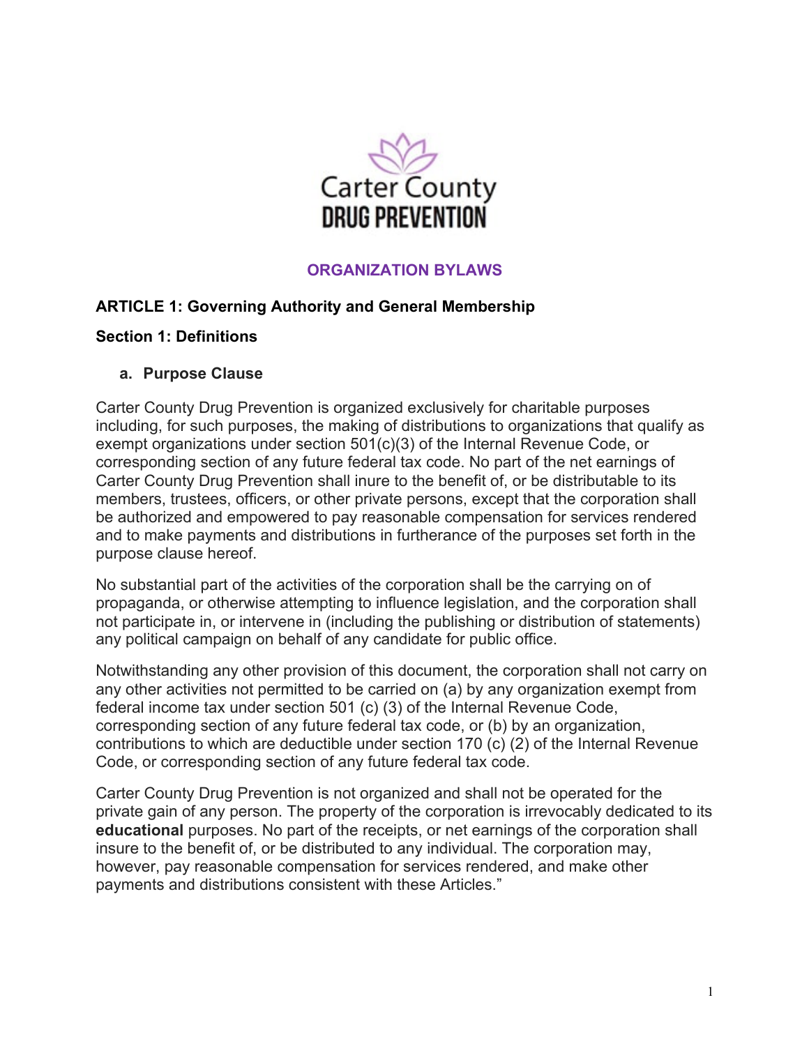Carter County
DRUG PREVENTION

# ORGANIZATION BYLAWS

## ARTICLE 1: Governing Authority and General Membership

### Section 1: Definitions

#### a. Purpose Clause

Carter County Drug Prevention is organized exclusively for charitable purposes including, for such purposes, the making of distributions to organizations that qualify as exempt organizations under section 501(c)(3) of the Internal Revenue Code, or corresponding section of any future federal tax code. No part of the net earnings of Carter County Drug Prevention shall inure to the benefit of, or be distributable to its members, trustees, officers, or other private persons, except that the corporation shall be authorized and empowered to pay reasonable compensation for services rendered and to make payments and distributions in furtherance of the purposes set forth in the purpose clause hereof.

No substantial part of the activities of the corporation shall be the carrying on of propaganda, or otherwise attempting to influence legislation, and the corporation shall not participate in, or intervene in (including the publishing or distribution of statements) any political campaign on behalf of any candidate for public office.

Notwithstanding any other provision of this document, the corporation shall not carry on any other activities not permitted to be carried on (a) by any organization exempt from federal income tax under section 501 (c) (3) of the Internal Revenue Code, corresponding section of any future federal tax code, or (b) by an organization, contributions to which are deductible under section 170 (c) (2) of the Internal Revenue Code, or corresponding section of any future federal tax code.

Carter County Drug Prevention is not organized and shall not be operated for the private gain of any person. The property of the corporation is irrevocably dedicated to its **educational** purposes. No part of the receipts, or net earnings of the corporation shall insure to the benefit of, or be distributed to any individual. The corporation may, however, pay reasonable compensation for services rendered, and make other payments and distributions consistent with these Articles."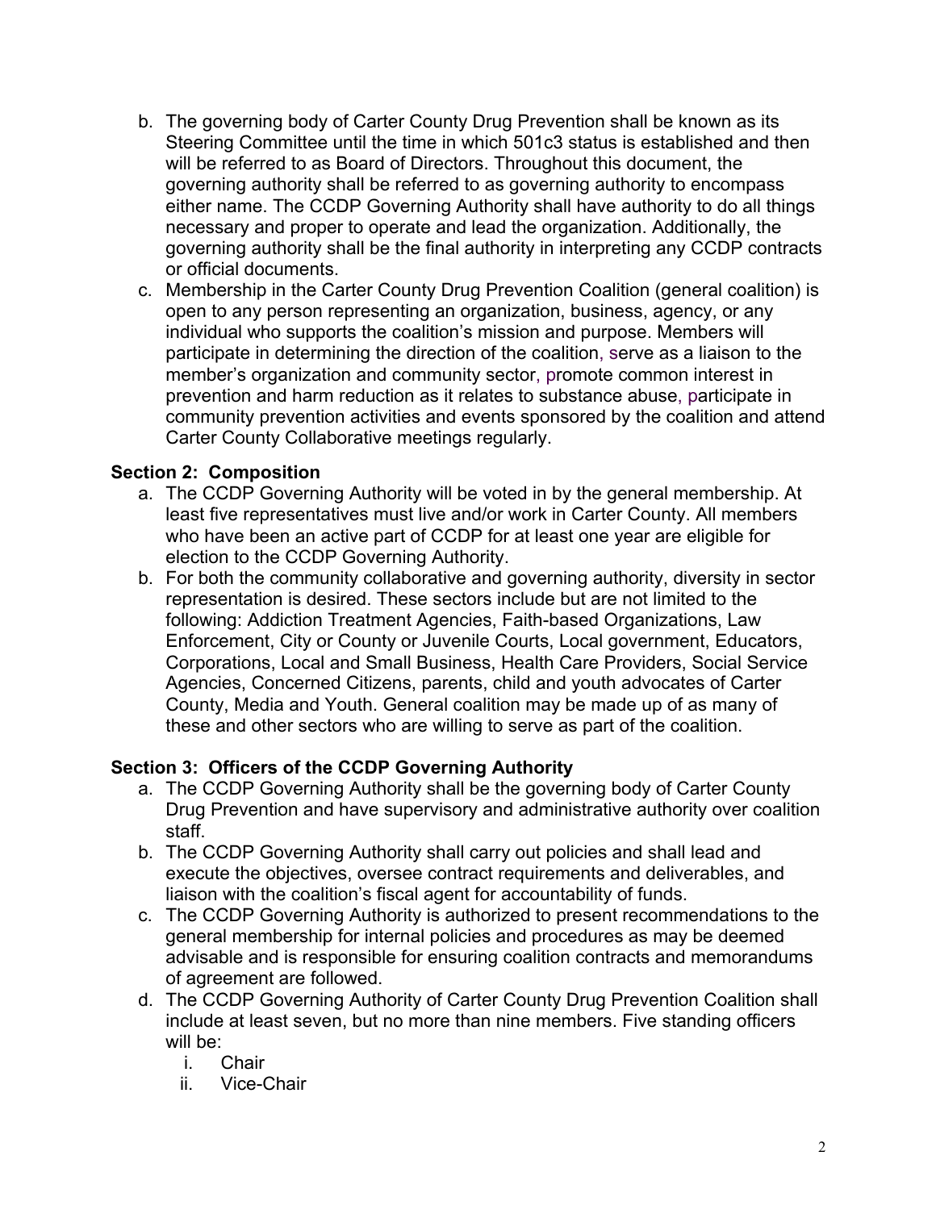b. The governing body of Carter County Drug Prevention shall be known as its Steering Committee until the time in which 501c3 status is established and then will be referred to as Board of Directors. Throughout this document, the governing authority shall be referred to as governing authority to encompass either name. The CCDP Governing Authority shall have authority to do all things necessary and proper to operate and lead the organization. Additionally, the governing authority shall be the final authority in interpreting any CCDP contracts or official documents.

c. Membership in the Carter County Drug Prevention Coalition (general coalition) is open to any person representing an organization, business, agency, or any individual who supports the coalition's mission and purpose. Members will participate in determining the direction of the coalition, serve as a liaison to the member's organization and community sector, promote common interest in prevention and harm reduction as it relates to substance abuse, participate in community prevention activities and events sponsored by the coalition and attend Carter County Collaborative meetings regularly.

### Section 2: Composition

a. The CCDP Governing Authority will be voted in by the general membership. At least five representatives must live and/or work in Carter County. All members who have been an active part of CCDP for at least one year are eligible for election to the CCDP Governing Authority.

b. For both the community collaborative and governing authority, diversity in sector representation is desired. These sectors include but are not limited to the following: Addiction Treatment Agencies, Faith-based Organizations, Law Enforcement, City or County or Juvenile Courts, Local government, Educators, Corporations, Local and Small Business, Health Care Providers, Social Service Agencies, Concerned Citizens, parents, child and youth advocates of Carter County, Media and Youth. General coalition may be made up of as many of these and other sectors who are willing to serve as part of the coalition.

### Section 3: Officers of the CCDP Governing Authority

a. The CCDP Governing Authority shall be the governing body of Carter County Drug Prevention and have supervisory and administrative authority over coalition staff.

b. The CCDP Governing Authority shall carry out policies and shall lead and execute the objectives, oversee contract requirements and deliverables, and liaison with the coalition's fiscal agent for accountability of funds.

c. The CCDP Governing Authority is authorized to present recommendations to the general membership for internal policies and procedures as may be deemed advisable and is responsible for ensuring coalition contracts and memorandums of agreement are followed.

d. The CCDP Governing Authority of Carter County Drug Prevention Coalition shall include at least seven, but no more than nine members. Five standing officers will be:

   i. Chair
   ii. Vice-Chair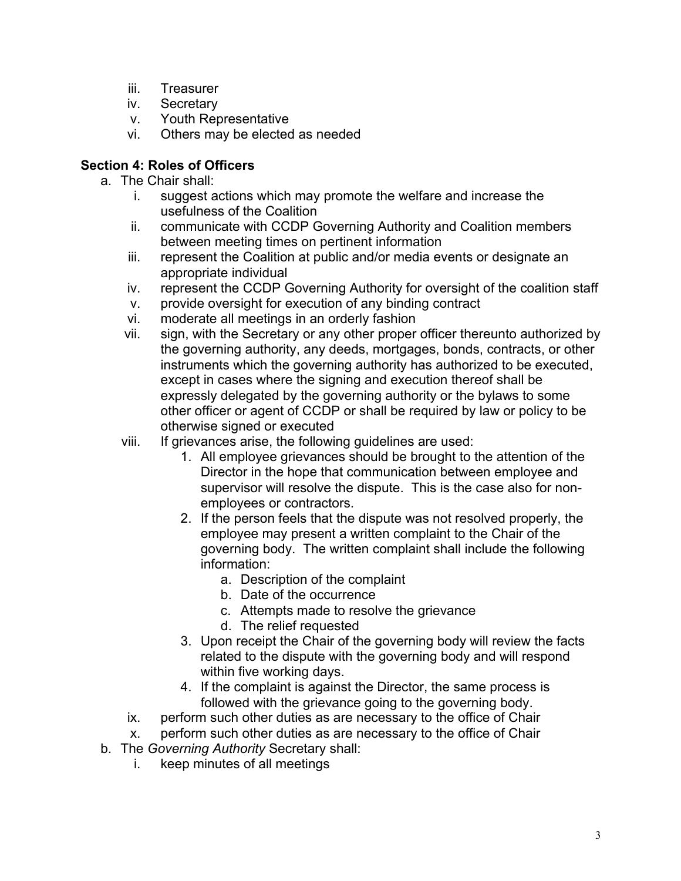iii. Treasurer
iv. Secretary
v. Youth Representative
vi. Others may be elected as needed

**Section 4: Roles of Officers**

a. The Chair shall:
   i. suggest actions which may promote the welfare and increase the usefulness of the Coalition
   ii. communicate with CCDP Governing Authority and Coalition members between meeting times on pertinent information
   iii. represent the Coalition at public and/or media events or designate an appropriate individual
   iv. represent the CCDP Governing Authority for oversight of the coalition staff
   v. provide oversight for execution of any binding contract
   vi. moderate all meetings in an orderly fashion
   vii. sign, with the Secretary or any other proper officer thereunto authorized by the governing authority, any deeds, mortgages, bonds, contracts, or other instruments which the governing authority has authorized to be executed, except in cases where the signing and execution thereof shall be expressly delegated by the governing authority or the bylaws to some other officer or agent of CCDP or shall be required by law or policy to be otherwise signed or executed
   viii. If grievances arise, the following guidelines are used:
      1. All employee grievances should be brought to the attention of the Director in the hope that communication between employee and supervisor will resolve the dispute. This is the case also for non-employees or contractors.
      2. If the person feels that the dispute was not resolved properly, the employee may present a written complaint to the Chair of the governing body. The written complaint shall include the following information:
         a. Description of the complaint
         b. Date of the occurrence
         c. Attempts made to resolve the grievance
         d. The relief requested
      3. Upon receipt the Chair of the governing body will review the facts related to the dispute with the governing body and will respond within five working days.
      4. If the complaint is against the Director, the same process is followed with the grievance going to the governing body.
   ix. perform such other duties as are necessary to the office of Chair
   x. perform such other duties as are necessary to the office of Chair

b. The *Governing Authority* Secretary shall:
   i. keep minutes of all meetings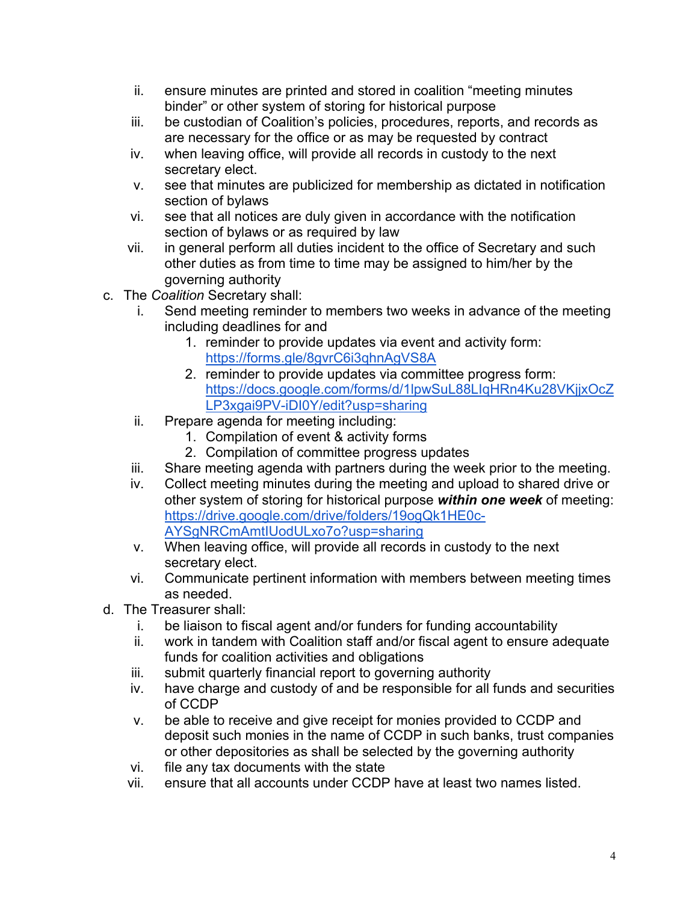ii. ensure minutes are printed and stored in coalition "meeting minutes binder" or other system of storing for historical purpose
   iii. be custodian of Coalition's policies, procedures, reports, and records as are necessary for the office or as may be requested by contract
   iv. when leaving office, will provide all records in custody to the next secretary elect.
   v. see that minutes are publicized for membership as dictated in notification section of bylaws
   vi. see that all notices are duly given in accordance with the notification section of bylaws or as required by law
   vii. in general perform all duties incident to the office of Secretary and such other duties as from time to time may be assigned to him/her by the governing authority

c. The *Coalition* Secretary shall:
   i. Send meeting reminder to members two weeks in advance of the meeting including deadlines for and
      1. reminder to provide updates via event and activity form: https://forms.gle/8gvrC6i3qhnAgVS8A
      2. reminder to provide updates via committee progress form: https://docs.google.com/forms/d/1lpwSuL88LIqHRn4Ku28VKjjxOcZLP3xgai9PV-iDI0Y/edit?usp=sharing
   ii. Prepare agenda for meeting including:
      1. Compilation of event & activity forms
      2. Compilation of committee progress updates
   iii. Share meeting agenda with partners during the week prior to the meeting.
   iv. Collect meeting minutes during the meeting and upload to shared drive or other system of storing for historical purpose ***within one week*** of meeting: https://drive.google.com/drive/folders/19ogQk1HE0c-AYSgNRCmAmtIUodULxo7o?usp=sharing
   v. When leaving office, will provide all records in custody to the next secretary elect.
   vi. Communicate pertinent information with members between meeting times as needed.

d. The Treasurer shall:
   i. be liaison to fiscal agent and/or funders for funding accountability
   ii. work in tandem with Coalition staff and/or fiscal agent to ensure adequate funds for coalition activities and obligations
   iii. submit quarterly financial report to governing authority
   iv. have charge and custody of and be responsible for all funds and securities of CCDP
   v. be able to receive and give receipt for monies provided to CCDP and deposit such monies in the name of CCDP in such banks, trust companies or other depositories as shall be selected by the governing authority
   vi. file any tax documents with the state
   vii. ensure that all accounts under CCDP have at least two names listed.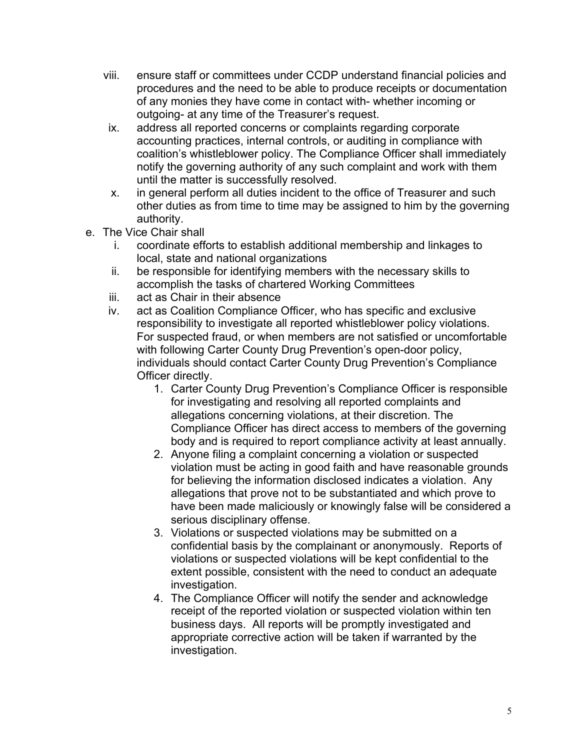viii. ensure staff or committees under CCDP understand financial policies and procedures and the need to be able to produce receipts or documentation of any monies they have come in contact with- whether incoming or outgoing- at any time of the Treasurer's request.

ix. address all reported concerns or complaints regarding corporate accounting practices, internal controls, or auditing in compliance with coalition's whistleblower policy. The Compliance Officer shall immediately notify the governing authority of any such complaint and work with them until the matter is successfully resolved.

x. in general perform all duties incident to the office of Treasurer and such other duties as from time to time may be assigned to him by the governing authority.

e. The Vice Chair shall

   i. coordinate efforts to establish additional membership and linkages to local, state and national organizations

   ii. be responsible for identifying members with the necessary skills to accomplish the tasks of chartered Working Committees

   iii. act as Chair in their absence

   iv. act as Coalition Compliance Officer, who has specific and exclusive responsibility to investigate all reported whistleblower policy violations. For suspected fraud, or when members are not satisfied or uncomfortable with following Carter County Drug Prevention's open-door policy, individuals should contact Carter County Drug Prevention's Compliance Officer directly.

      1. Carter County Drug Prevention's Compliance Officer is responsible for investigating and resolving all reported complaints and allegations concerning violations, at their discretion. The Compliance Officer has direct access to members of the governing body and is required to report compliance activity at least annually.
      2. Anyone filing a complaint concerning a violation or suspected violation must be acting in good faith and have reasonable grounds for believing the information disclosed indicates a violation. Any allegations that prove not to be substantiated and which prove to have been made maliciously or knowingly false will be considered a serious disciplinary offense.
      3. Violations or suspected violations may be submitted on a confidential basis by the complainant or anonymously. Reports of violations or suspected violations will be kept confidential to the extent possible, consistent with the need to conduct an adequate investigation.
      4. The Compliance Officer will notify the sender and acknowledge receipt of the reported violation or suspected violation within ten business days. All reports will be promptly investigated and appropriate corrective action will be taken if warranted by the investigation.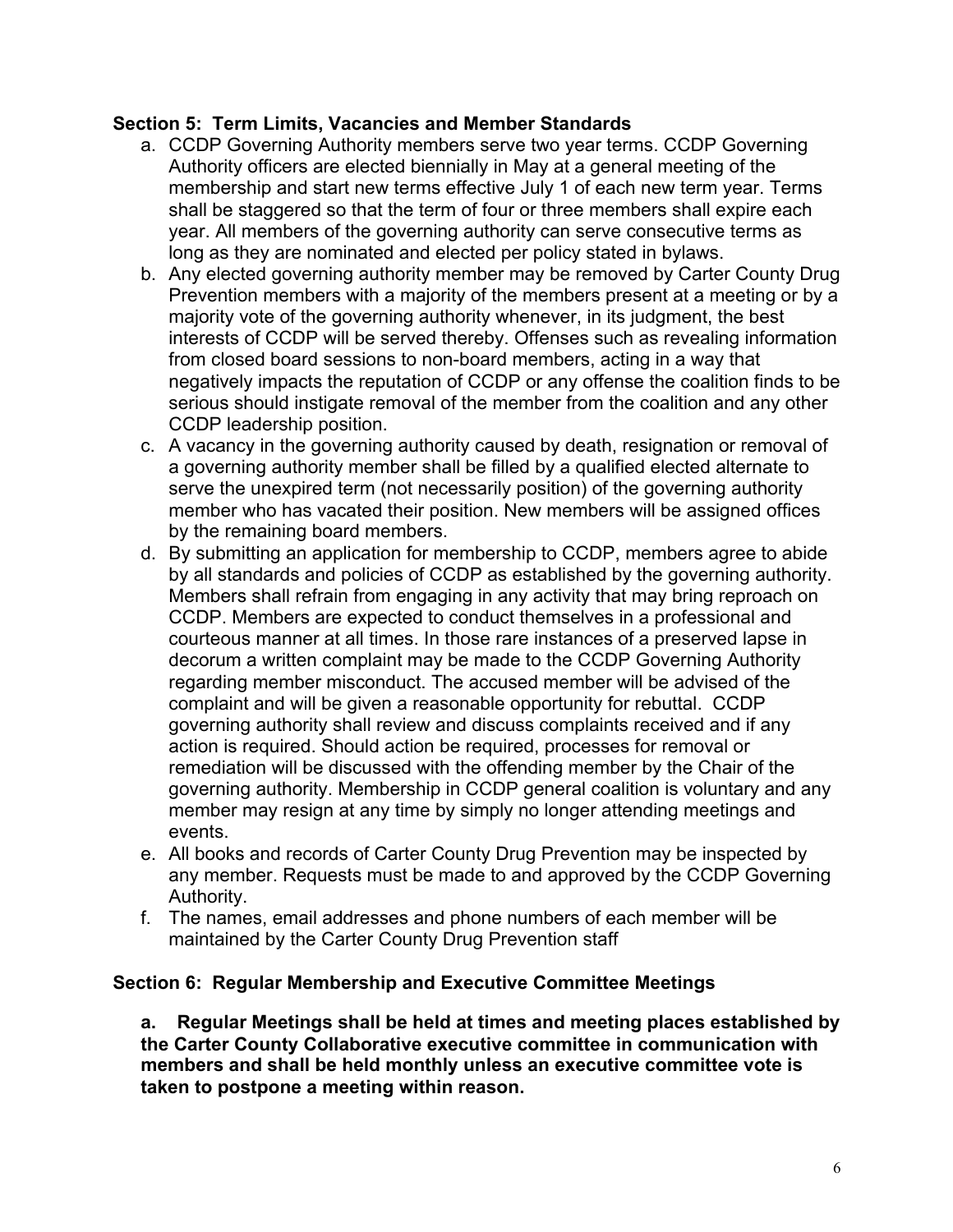### Section 5: Term Limits, Vacancies and Member Standards

a. CCDP Governing Authority members serve two year terms. CCDP Governing Authority officers are elected biennially in May at a general meeting of the membership and start new terms effective July 1 of each new term year. Terms shall be staggered so that the term of four or three members shall expire each year. All members of the governing authority can serve consecutive terms as long as they are nominated and elected per policy stated in bylaws.
b. Any elected governing authority member may be removed by Carter County Drug Prevention members with a majority of the members present at a meeting or by a majority vote of the governing authority whenever, in its judgment, the best interests of CCDP will be served thereby. Offenses such as revealing information from closed board sessions to non-board members, acting in a way that negatively impacts the reputation of CCDP or any offense the coalition finds to be serious should instigate removal of the member from the coalition and any other CCDP leadership position.
c. A vacancy in the governing authority caused by death, resignation or removal of a governing authority member shall be filled by a qualified elected alternate to serve the unexpired term (not necessarily position) of the governing authority member who has vacated their position. New members will be assigned offices by the remaining board members.
d. By submitting an application for membership to CCDP, members agree to abide by all standards and policies of CCDP as established by the governing authority. Members shall refrain from engaging in any activity that may bring reproach on CCDP. Members are expected to conduct themselves in a professional and courteous manner at all times. In those rare instances of a preserved lapse in decorum a written complaint may be made to the CCDP Governing Authority regarding member misconduct. The accused member will be advised of the complaint and will be given a reasonable opportunity for rebuttal. CCDP governing authority shall review and discuss complaints received and if any action is required. Should action be required, processes for removal or remediation will be discussed with the offending member by the Chair of the governing authority. Membership in CCDP general coalition is voluntary and any member may resign at any time by simply no longer attending meetings and events.
e. All books and records of Carter County Drug Prevention may be inspected by any member. Requests must be made to and approved by the CCDP Governing Authority.
f. The names, email addresses and phone numbers of each member will be maintained by the Carter County Drug Prevention staff

### Section 6: Regular Membership and Executive Committee Meetings

**a. Regular Meetings shall be held at times and meeting places established by the Carter County Collaborative executive committee in communication with members and shall be held monthly unless an executive committee vote is taken to postpone a meeting within reason.**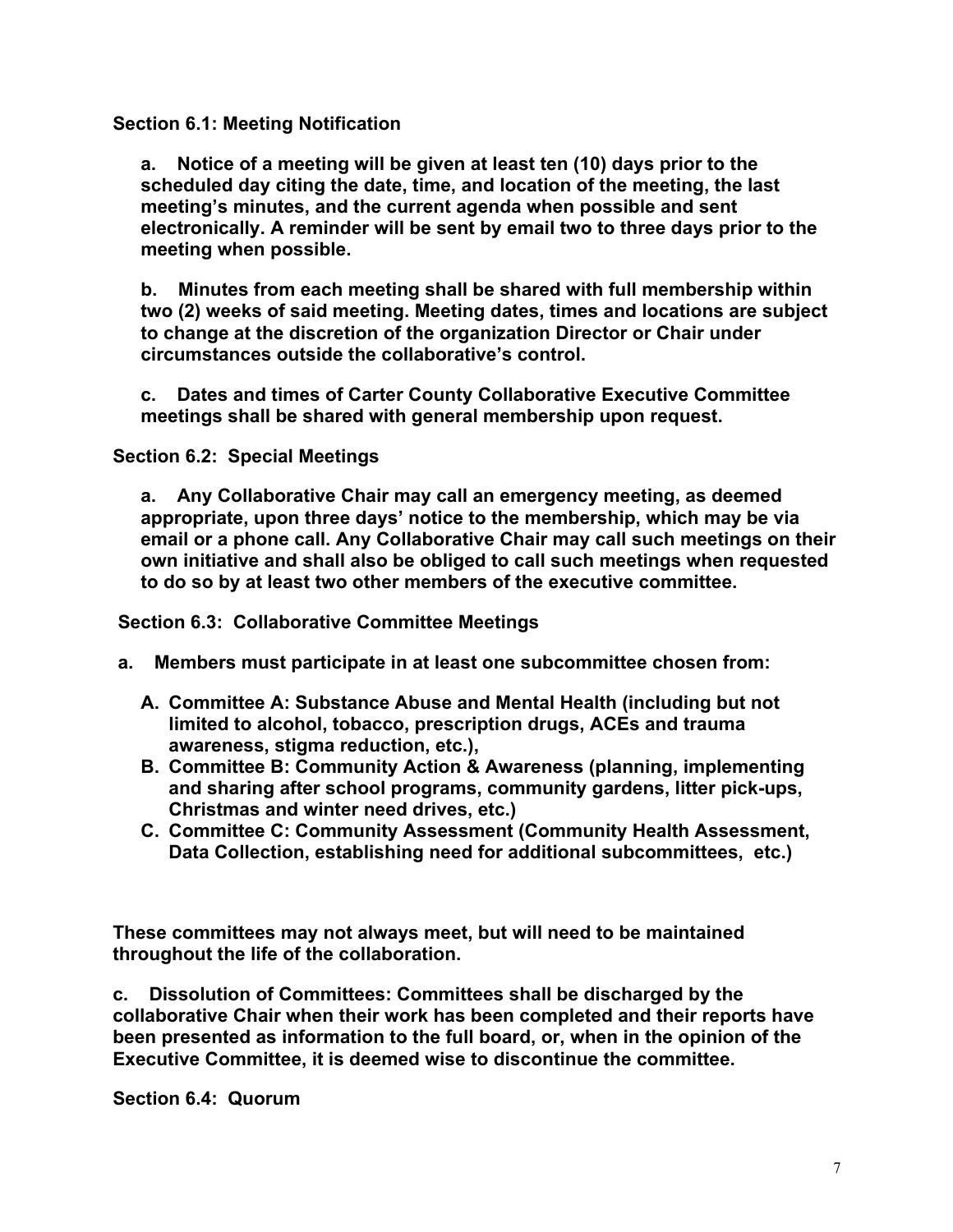**Section 6.1: Meeting Notification**

**a. Notice of a meeting will be given at least ten (10) days prior to the scheduled day citing the date, time, and location of the meeting, the last meeting's minutes, and the current agenda when possible and sent electronically. A reminder will be sent by email two to three days prior to the meeting when possible.**

**b. Minutes from each meeting shall be shared with full membership within two (2) weeks of said meeting. Meeting dates, times and locations are subject to change at the discretion of the organization Director or Chair under circumstances outside the collaborative's control.**

**c. Dates and times of Carter County Collaborative Executive Committee meetings shall be shared with general membership upon request.**

**Section 6.2: Special Meetings**

**a. Any Collaborative Chair may call an emergency meeting, as deemed appropriate, upon three days' notice to the membership, which may be via email or a phone call. Any Collaborative Chair may call such meetings on their own initiative and shall also be obliged to call such meetings when requested to do so by at least two other members of the executive committee.**

**Section 6.3: Collaborative Committee Meetings**

**a. Members must participate in at least one subcommittee chosen from:**

**A. Committee A: Substance Abuse and Mental Health (including but not limited to alcohol, tobacco, prescription drugs, ACEs and trauma awareness, stigma reduction, etc.),**
**B. Committee B: Community Action & Awareness (planning, implementing and sharing after school programs, community gardens, litter pick-ups, Christmas and winter need drives, etc.)**
**C. Committee C: Community Assessment (Community Health Assessment, Data Collection, establishing need for additional subcommittees, etc.)**

**These committees may not always meet, but will need to be maintained throughout the life of the collaboration.**

**c. Dissolution of Committees: Committees shall be discharged by the collaborative Chair when their work has been completed and their reports have been presented as information to the full board, or, when in the opinion of the Executive Committee, it is deemed wise to discontinue the committee.**

**Section 6.4: Quorum**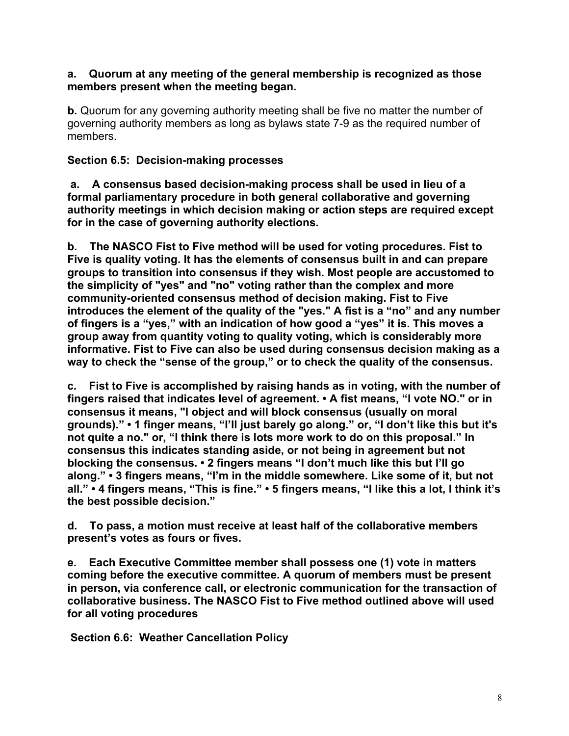**a. Quorum at any meeting of the general membership is recognized as those members present when the meeting began.**

**b.** Quorum for any governing authority meeting shall be five no matter the number of governing authority members as long as bylaws state 7-9 as the required number of members.

**Section 6.5: Decision-making processes**

**a. A consensus based decision-making process shall be used in lieu of a formal parliamentary procedure in both general collaborative and governing authority meetings in which decision making or action steps are required except for in the case of governing authority elections.**

**b. The NASCO Fist to Five method will be used for voting procedures. Fist to Five is quality voting. It has the elements of consensus built in and can prepare groups to transition into consensus if they wish. Most people are accustomed to the simplicity of "yes" and "no" voting rather than the complex and more community-oriented consensus method of decision making. Fist to Five introduces the element of the quality of the "yes." A fist is a "no" and any number of fingers is a "yes," with an indication of how good a "yes" it is. This moves a group away from quantity voting to quality voting, which is considerably more informative. Fist to Five can also be used during consensus decision making as a way to check the "sense of the group," or to check the quality of the consensus.**

**c. Fist to Five is accomplished by raising hands as in voting, with the number of fingers raised that indicates level of agreement. • A fist means, "I vote NO." or in consensus it means, "I object and will block consensus (usually on moral grounds)." • 1 finger means, "I'll just barely go along." or, "I don't like this but it's not quite a no." or, "I think there is lots more work to do on this proposal." In consensus this indicates standing aside, or not being in agreement but not blocking the consensus. • 2 fingers means "I don't much like this but I'll go along." • 3 fingers means, "I'm in the middle somewhere. Like some of it, but not all." • 4 fingers means, "This is fine." • 5 fingers means, "I like this a lot, I think it's the best possible decision."**

**d. To pass, a motion must receive at least half of the collaborative members present's votes as fours or fives.**

**e. Each Executive Committee member shall possess one (1) vote in matters coming before the executive committee. A quorum of members must be present in person, via conference call, or electronic communication for the transaction of collaborative business. The NASCO Fist to Five method outlined above will used for all voting procedures**

**Section 6.6: Weather Cancellation Policy**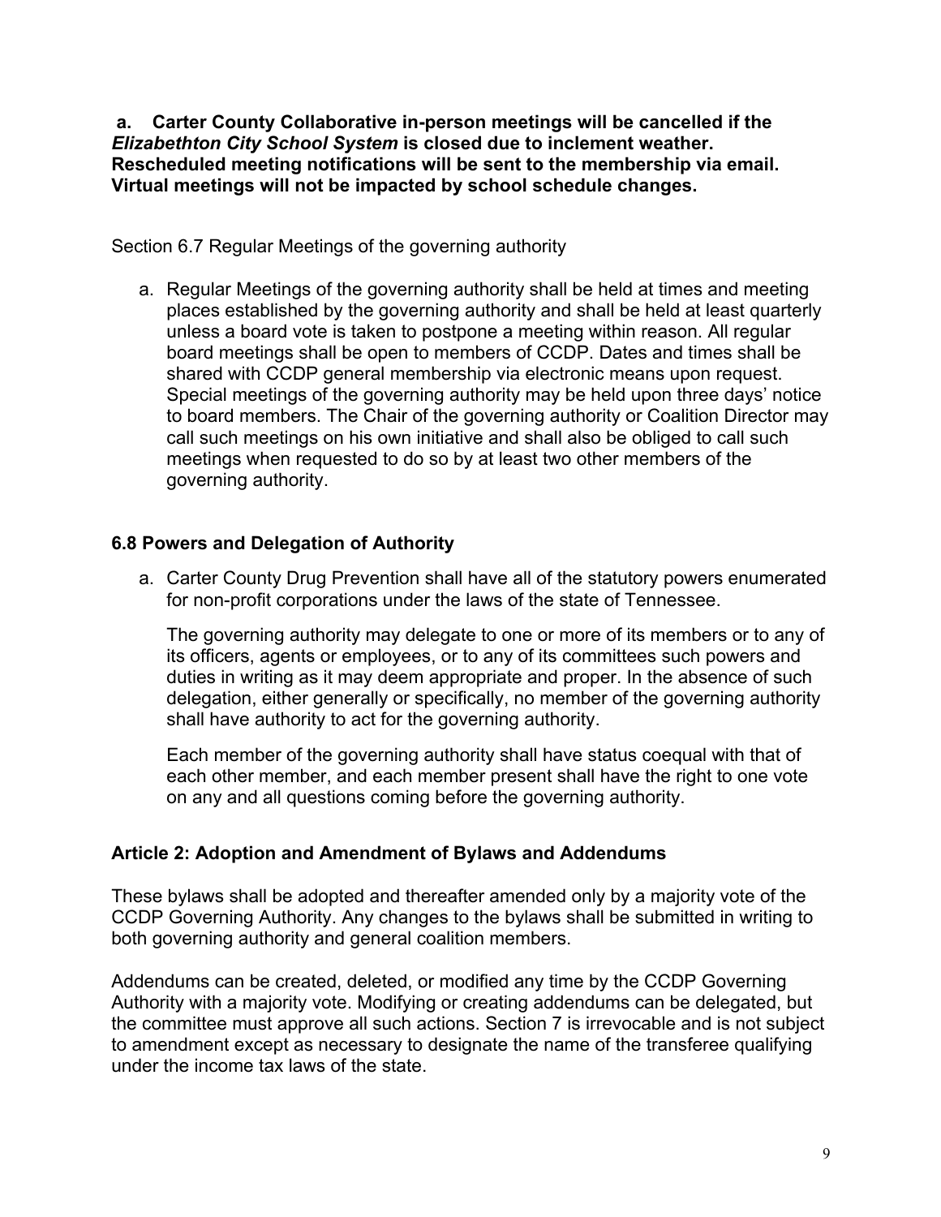**a. Carter County Collaborative in-person meetings will be cancelled if the *Elizabethton City School System* is closed due to inclement weather. Rescheduled meeting notifications will be sent to the membership via email. Virtual meetings will not be impacted by school schedule changes.**

Section 6.7 Regular Meetings of the governing authority

a. Regular Meetings of the governing authority shall be held at times and meeting places established by the governing authority and shall be held at least quarterly unless a board vote is taken to postpone a meeting within reason. All regular board meetings shall be open to members of CCDP. Dates and times shall be shared with CCDP general membership via electronic means upon request. Special meetings of the governing authority may be held upon three days' notice to board members. The Chair of the governing authority or Coalition Director may call such meetings on his own initiative and shall also be obliged to call such meetings when requested to do so by at least two other members of the governing authority.

### 6.8 Powers and Delegation of Authority

a. Carter County Drug Prevention shall have all of the statutory powers enumerated for non-profit corporations under the laws of the state of Tennessee.

   The governing authority may delegate to one or more of its members or to any of its officers, agents or employees, or to any of its committees such powers and duties in writing as it may deem appropriate and proper. In the absence of such delegation, either generally or specifically, no member of the governing authority shall have authority to act for the governing authority.

   Each member of the governing authority shall have status coequal with that of each other member, and each member present shall have the right to one vote on any and all questions coming before the governing authority.

## Article 2: Adoption and Amendment of Bylaws and Addendums

These bylaws shall be adopted and thereafter amended only by a majority vote of the CCDP Governing Authority. Any changes to the bylaws shall be submitted in writing to both governing authority and general coalition members.

Addendums can be created, deleted, or modified any time by the CCDP Governing Authority with a majority vote. Modifying or creating addendums can be delegated, but the committee must approve all such actions. Section 7 is irrevocable and is not subject to amendment except as necessary to designate the name of the transferee qualifying under the income tax laws of the state.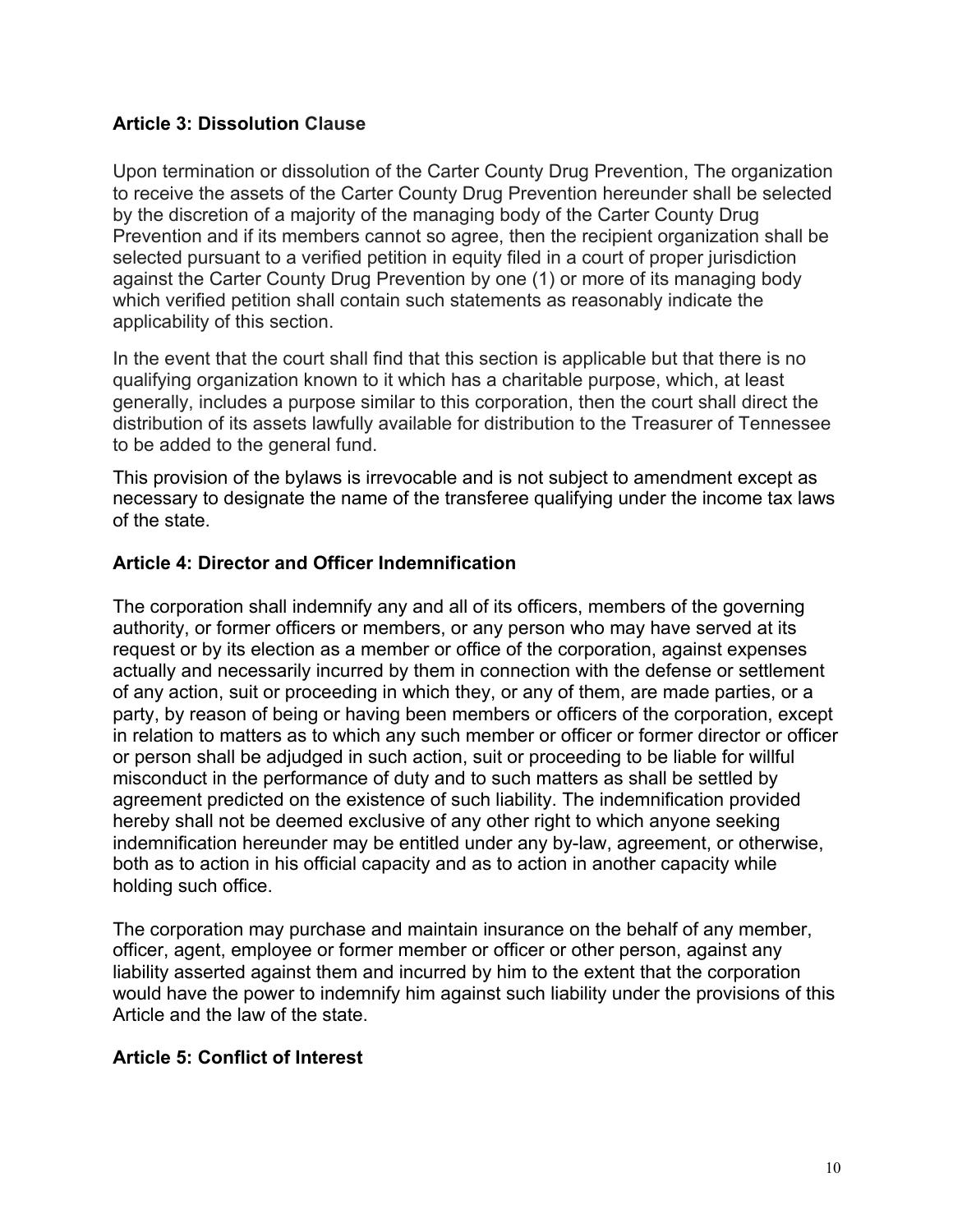### Article 3: Dissolution Clause

Upon termination or dissolution of the Carter County Drug Prevention, The organization to receive the assets of the Carter County Drug Prevention hereunder shall be selected by the discretion of a majority of the managing body of the Carter County Drug Prevention and if its members cannot so agree, then the recipient organization shall be selected pursuant to a verified petition in equity filed in a court of proper jurisdiction against the Carter County Drug Prevention by one (1) or more of its managing body which verified petition shall contain such statements as reasonably indicate the applicability of this section.

In the event that the court shall find that this section is applicable but that there is no qualifying organization known to it which has a charitable purpose, which, at least generally, includes a purpose similar to this corporation, then the court shall direct the distribution of its assets lawfully available for distribution to the Treasurer of Tennessee to be added to the general fund.

This provision of the bylaws is irrevocable and is not subject to amendment except as necessary to designate the name of the transferee qualifying under the income tax laws of the state.

### Article 4: Director and Officer Indemnification

The corporation shall indemnify any and all of its officers, members of the governing authority, or former officers or members, or any person who may have served at its request or by its election as a member or office of the corporation, against expenses actually and necessarily incurred by them in connection with the defense or settlement of any action, suit or proceeding in which they, or any of them, are made parties, or a party, by reason of being or having been members or officers of the corporation, except in relation to matters as to which any such member or officer or former director or officer or person shall be adjudged in such action, suit or proceeding to be liable for willful misconduct in the performance of duty and to such matters as shall be settled by agreement predicted on the existence of such liability. The indemnification provided hereby shall not be deemed exclusive of any other right to which anyone seeking indemnification hereunder may be entitled under any by-law, agreement, or otherwise, both as to action in his official capacity and as to action in another capacity while holding such office.

The corporation may purchase and maintain insurance on the behalf of any member, officer, agent, employee or former member or officer or other person, against any liability asserted against them and incurred by him to the extent that the corporation would have the power to indemnify him against such liability under the provisions of this Article and the law of the state.

### Article 5: Conflict of Interest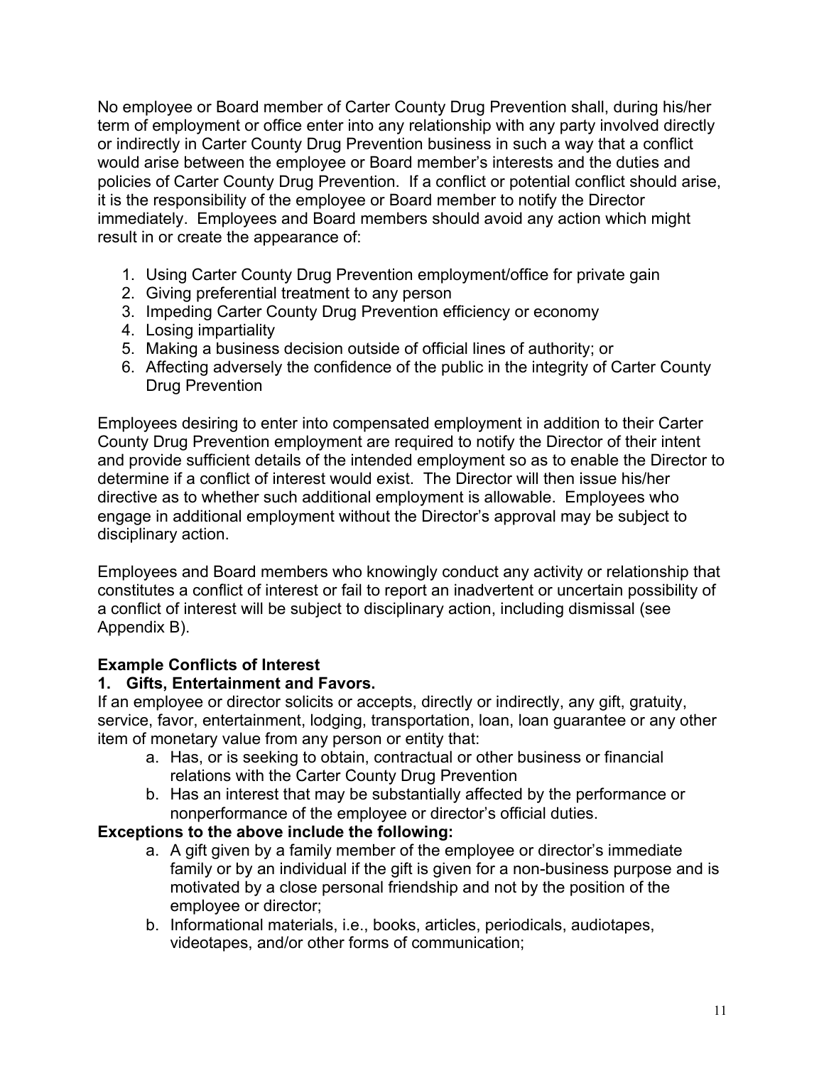No employee or Board member of Carter County Drug Prevention shall, during his/her term of employment or office enter into any relationship with any party involved directly or indirectly in Carter County Drug Prevention business in such a way that a conflict would arise between the employee or Board member's interests and the duties and policies of Carter County Drug Prevention. If a conflict or potential conflict should arise, it is the responsibility of the employee or Board member to notify the Director immediately. Employees and Board members should avoid any action which might result in or create the appearance of:

1. Using Carter County Drug Prevention employment/office for private gain
2. Giving preferential treatment to any person
3. Impeding Carter County Drug Prevention efficiency or economy
4. Losing impartiality
5. Making a business decision outside of official lines of authority; or
6. Affecting adversely the confidence of the public in the integrity of Carter County Drug Prevention

Employees desiring to enter into compensated employment in addition to their Carter County Drug Prevention employment are required to notify the Director of their intent and provide sufficient details of the intended employment so as to enable the Director to determine if a conflict of interest would exist. The Director will then issue his/her directive as to whether such additional employment is allowable. Employees who engage in additional employment without the Director's approval may be subject to disciplinary action.

Employees and Board members who knowingly conduct any activity or relationship that constitutes a conflict of interest or fail to report an inadvertent or uncertain possibility of a conflict of interest will be subject to disciplinary action, including dismissal (see Appendix B).

**Example Conflicts of Interest**

**1. Gifts, Entertainment and Favors.**

If an employee or director solicits or accepts, directly or indirectly, any gift, gratuity, service, favor, entertainment, lodging, transportation, loan, loan guarantee or any other item of monetary value from any person or entity that:

a. Has, or is seeking to obtain, contractual or other business or financial relations with the Carter County Drug Prevention
b. Has an interest that may be substantially affected by the performance or nonperformance of the employee or director's official duties.

**Exceptions to the above include the following:**

a. A gift given by a family member of the employee or director's immediate family or by an individual if the gift is given for a non-business purpose and is motivated by a close personal friendship and not by the position of the employee or director;
b. Informational materials, i.e., books, articles, periodicals, audiotapes, videotapes, and/or other forms of communication;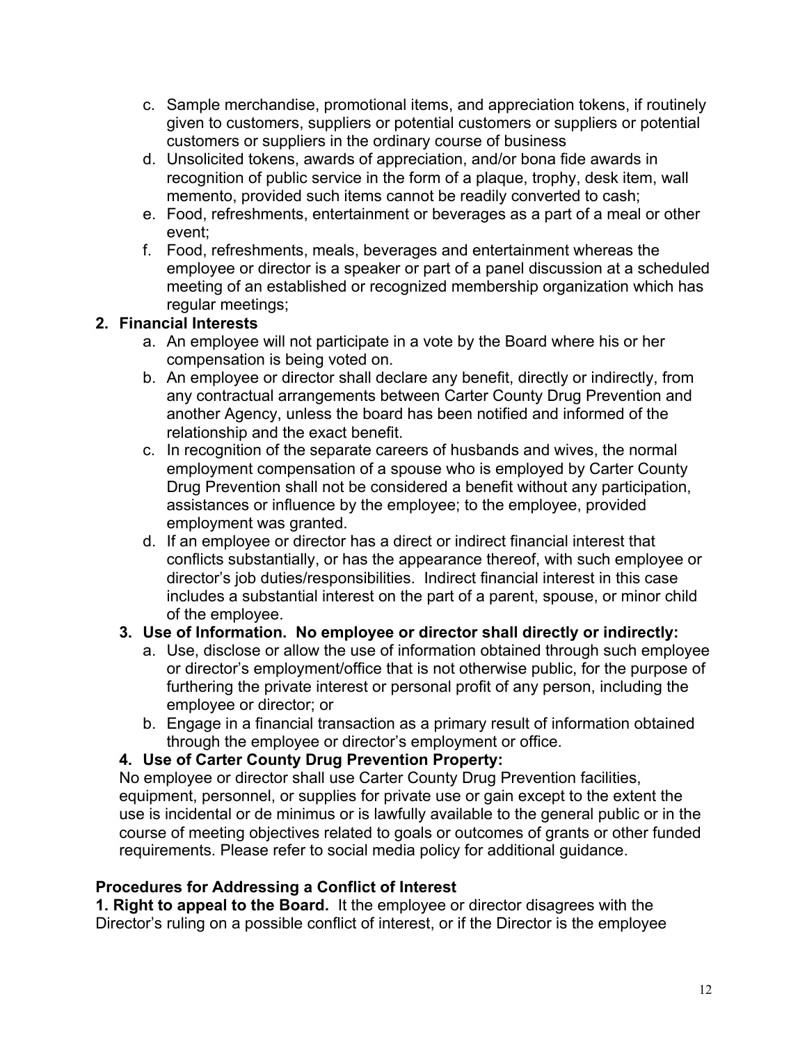c. Sample merchandise, promotional items, and appreciation tokens, if routinely given to customers, suppliers or potential customers or suppliers or potential customers or suppliers in the ordinary course of business
d. Unsolicited tokens, awards of appreciation, and/or bona fide awards in recognition of public service in the form of a plaque, trophy, desk item, wall memento, provided such items cannot be readily converted to cash;
e. Food, refreshments, entertainment or beverages as a part of a meal or other event;
f. Food, refreshments, meals, beverages and entertainment whereas the employee or director is a speaker or part of a panel discussion at a scheduled meeting of an established or recognized membership organization which has regular meetings;

**2. Financial Interests**

a. An employee will not participate in a vote by the Board where his or her compensation is being voted on.
b. An employee or director shall declare any benefit, directly or indirectly, from any contractual arrangements between Carter County Drug Prevention and another Agency, unless the board has been notified and informed of the relationship and the exact benefit.
c. In recognition of the separate careers of husbands and wives, the normal employment compensation of a spouse who is employed by Carter County Drug Prevention shall not be considered a benefit without any participation, assistances or influence by the employee; to the employee, provided employment was granted.
d. If an employee or director has a direct or indirect financial interest that conflicts substantially, or has the appearance thereof, with such employee or director's job duties/responsibilities. Indirect financial interest in this case includes a substantial interest on the part of a parent, spouse, or minor child of the employee.

**3. Use of Information. No employee or director shall directly or indirectly:**

a. Use, disclose or allow the use of information obtained through such employee or director's employment/office that is not otherwise public, for the purpose of furthering the private interest or personal profit of any person, including the employee or director; or
b. Engage in a financial transaction as a primary result of information obtained through the employee or director's employment or office.

**4. Use of Carter County Drug Prevention Property:**

No employee or director shall use Carter County Drug Prevention facilities, equipment, personnel, or supplies for private use or gain except to the extent the use is incidental or de minimus or is lawfully available to the general public or in the course of meeting objectives related to goals or outcomes of grants or other funded requirements. Please refer to social media policy for additional guidance.

### Procedures for Addressing a Conflict of Interest

**1. Right to appeal to the Board.** It the employee or director disagrees with the Director's ruling on a possible conflict of interest, or if the Director is the employee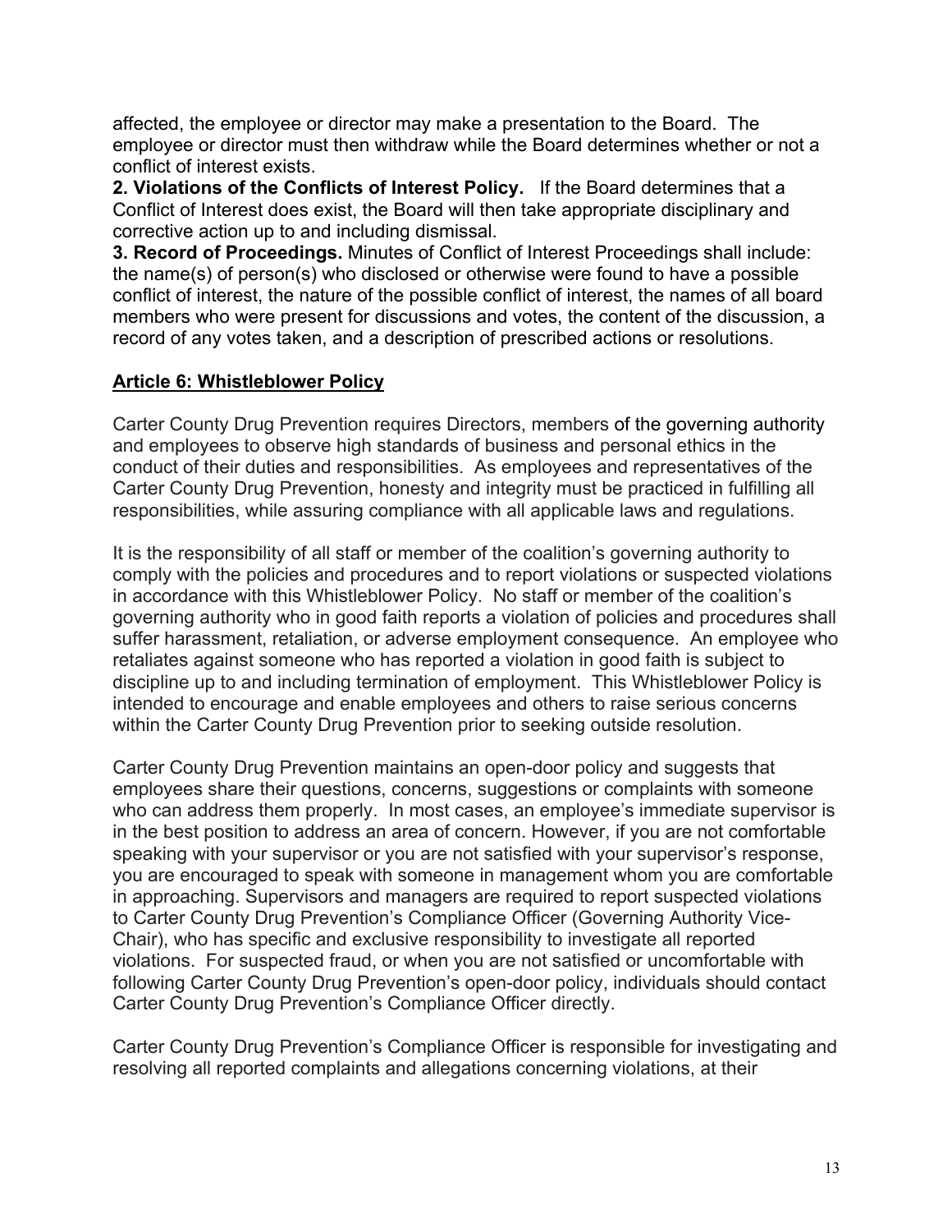affected, the employee or director may make a presentation to the Board. The employee or director must then withdraw while the Board determines whether or not a conflict of interest exists.

**2. Violations of the Conflicts of Interest Policy.** If the Board determines that a Conflict of Interest does exist, the Board will then take appropriate disciplinary and corrective action up to and including dismissal.

**3. Record of Proceedings.** Minutes of Conflict of Interest Proceedings shall include: the name(s) of person(s) who disclosed or otherwise were found to have a possible conflict of interest, the nature of the possible conflict of interest, the names of all board members who were present for discussions and votes, the content of the discussion, a record of any votes taken, and a description of prescribed actions or resolutions.

## Article 6: Whistleblower Policy

Carter County Drug Prevention requires Directors, members of the governing authority and employees to observe high standards of business and personal ethics in the conduct of their duties and responsibilities. As employees and representatives of the Carter County Drug Prevention, honesty and integrity must be practiced in fulfilling all responsibilities, while assuring compliance with all applicable laws and regulations.

It is the responsibility of all staff or member of the coalition's governing authority to comply with the policies and procedures and to report violations or suspected violations in accordance with this Whistleblower Policy. No staff or member of the coalition's governing authority who in good faith reports a violation of policies and procedures shall suffer harassment, retaliation, or adverse employment consequence. An employee who retaliates against someone who has reported a violation in good faith is subject to discipline up to and including termination of employment. This Whistleblower Policy is intended to encourage and enable employees and others to raise serious concerns within the Carter County Drug Prevention prior to seeking outside resolution.

Carter County Drug Prevention maintains an open-door policy and suggests that employees share their questions, concerns, suggestions or complaints with someone who can address them properly. In most cases, an employee's immediate supervisor is in the best position to address an area of concern. However, if you are not comfortable speaking with your supervisor or you are not satisfied with your supervisor's response, you are encouraged to speak with someone in management whom you are comfortable in approaching. Supervisors and managers are required to report suspected violations to Carter County Drug Prevention's Compliance Officer (Governing Authority Vice-Chair), who has specific and exclusive responsibility to investigate all reported violations. For suspected fraud, or when you are not satisfied or uncomfortable with following Carter County Drug Prevention's open-door policy, individuals should contact Carter County Drug Prevention's Compliance Officer directly.

Carter County Drug Prevention's Compliance Officer is responsible for investigating and resolving all reported complaints and allegations concerning violations, at their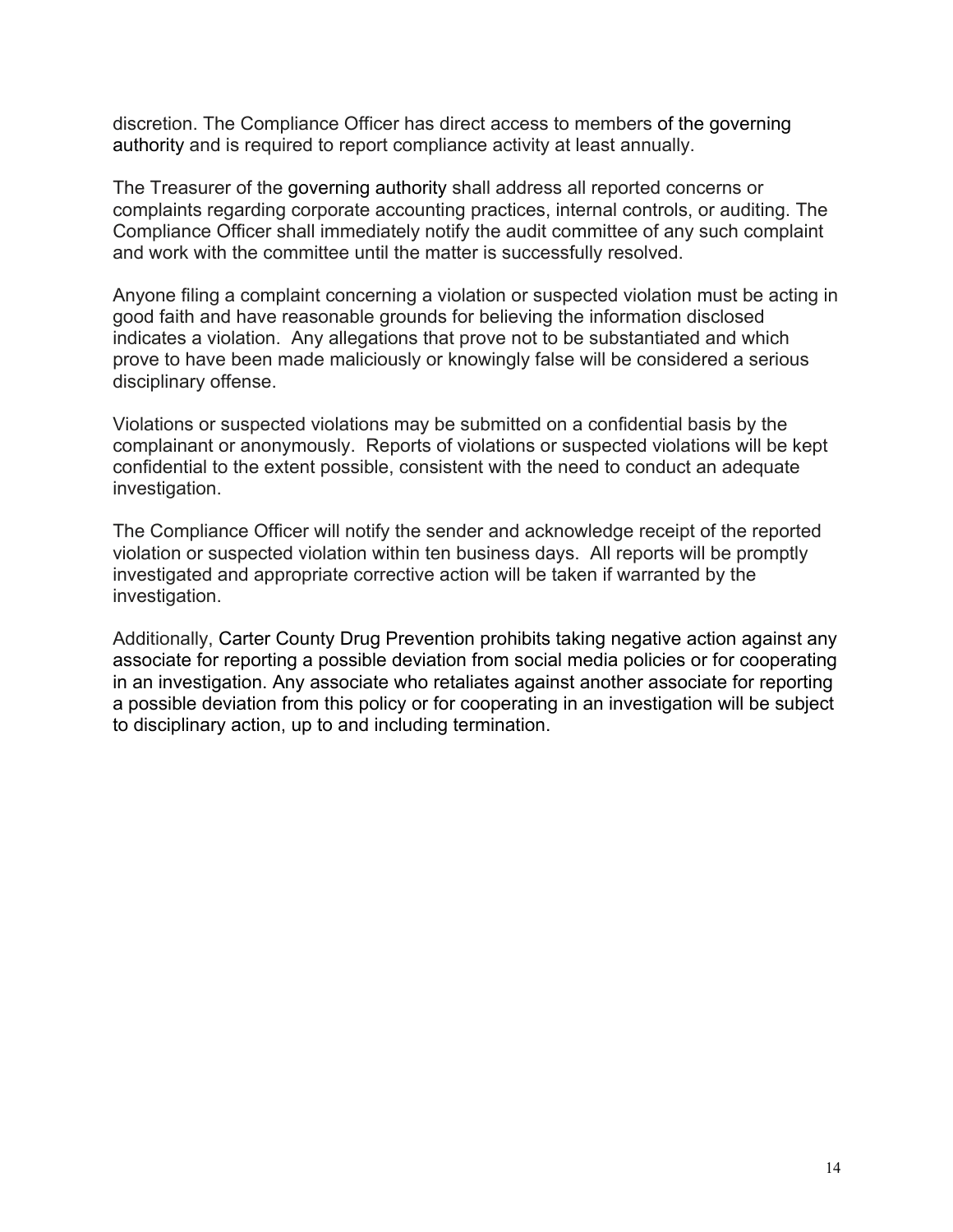discretion. The Compliance Officer has direct access to members of the governing authority and is required to report compliance activity at least annually.

The Treasurer of the governing authority shall address all reported concerns or complaints regarding corporate accounting practices, internal controls, or auditing. The Compliance Officer shall immediately notify the audit committee of any such complaint and work with the committee until the matter is successfully resolved.

Anyone filing a complaint concerning a violation or suspected violation must be acting in good faith and have reasonable grounds for believing the information disclosed indicates a violation. Any allegations that prove not to be substantiated and which prove to have been made maliciously or knowingly false will be considered a serious disciplinary offense.

Violations or suspected violations may be submitted on a confidential basis by the complainant or anonymously. Reports of violations or suspected violations will be kept confidential to the extent possible, consistent with the need to conduct an adequate investigation.

The Compliance Officer will notify the sender and acknowledge receipt of the reported violation or suspected violation within ten business days. All reports will be promptly investigated and appropriate corrective action will be taken if warranted by the investigation.

Additionally, Carter County Drug Prevention prohibits taking negative action against any associate for reporting a possible deviation from social media policies or for cooperating in an investigation. Any associate who retaliates against another associate for reporting a possible deviation from this policy or for cooperating in an investigation will be subject to disciplinary action, up to and including termination.